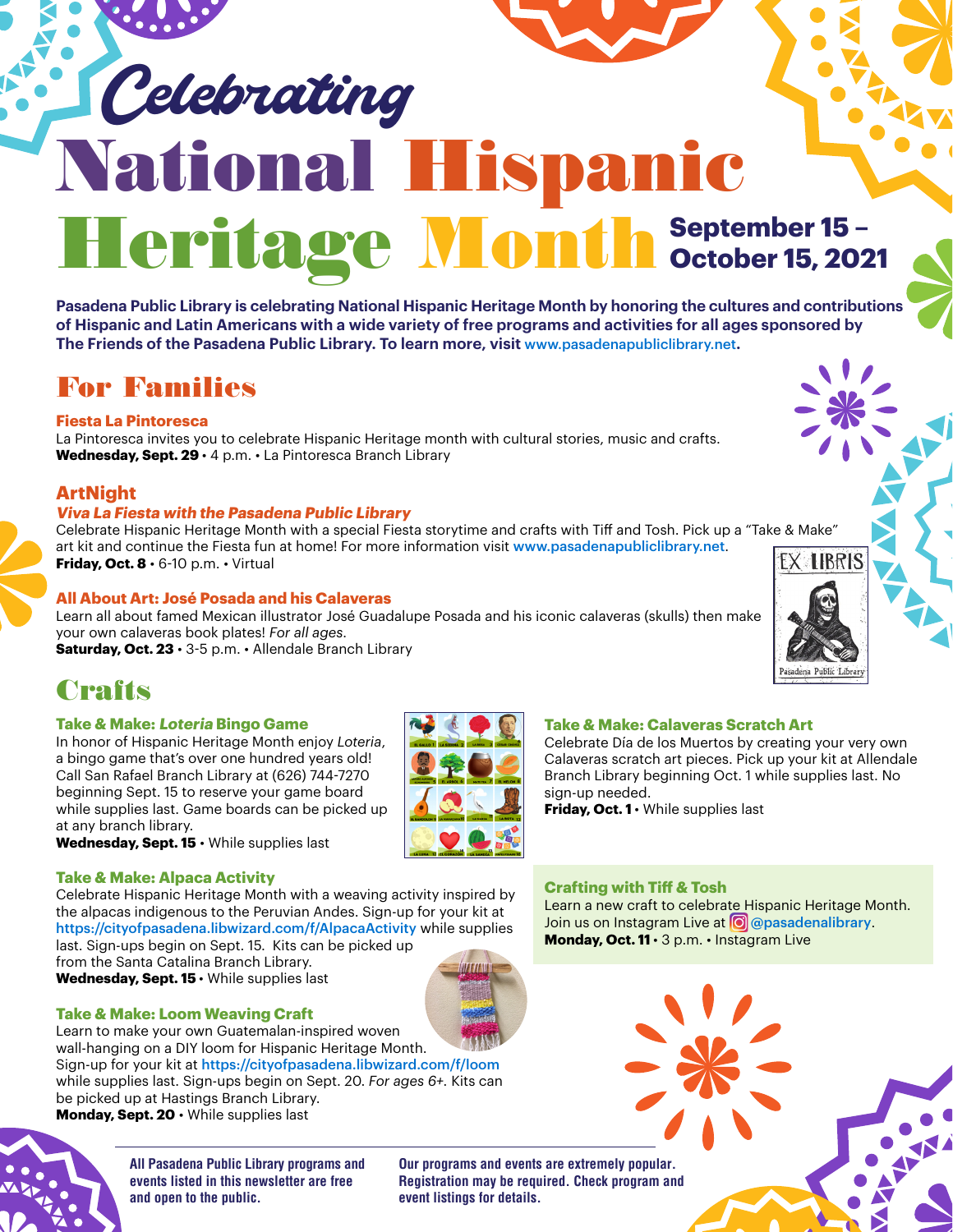# *Celebrating* National Hispanic Heritage Month

**September 15 – October 15, 2021**

**Pasadena Public Library is celebrating National Hispanic Heritage Month by honoring the cultures and contributions of Hispanic and Latin Americans with a wide variety of free programs and activities for all ages sponsored by The Friends of the Pasadena Public Library. To learn more, visit www.pasadenapubliclibrary.net.**

## For Families

### Fiesta La Pintoresca

La Pintoresca invites you to celebrate Hispanic Heritage month with cultural stories, music and crafts.
**Wednesday, Sept. 29** • 4 p.m. • La Pintoresca Branch Library

### ArtNight

***Viva La Fiesta with the Pasadena Public Library***

Celebrate Hispanic Heritage Month with a special Fiesta storytime and crafts with Tiff and Tosh. Pick up a "Take & Make" art kit and continue the Fiesta fun at home! For more information visit www.pasadenapubliclibrary.net.
**Friday, Oct. 8** • 6-10 p.m. • Virtual

### All About Art: José Posada and his Calaveras

Learn all about famed Mexican illustrator José Guadalupe Posada and his iconic calaveras (skulls) then make your own calaveras book plates! *For all ages.*
**Saturday, Oct. 23** • 3-5 p.m. • Allendale Branch Library

## Crafts

### Take & Make: *Loteria* Bingo Game

In honor of Hispanic Heritage Month enjoy *Loteria*, a bingo game that's over one hundred years old! Call San Rafael Branch Library at (626) 744-7270 beginning Sept. 15 to reserve your game board while supplies last. Game boards can be picked up at any branch library.
**Wednesday, Sept. 15** • While supplies last

### Take & Make: Alpaca Activity

Celebrate Hispanic Heritage Month with a weaving activity inspired by the alpacas indigenous to the Peruvian Andes. Sign-up for your kit at https://cityofpasadena.libwizard.com/f/AlpacaActivity while supplies last. Sign-ups begin on Sept. 15. Kits can be picked up from the Santa Catalina Branch Library.
**Wednesday, Sept. 15** • While supplies last

### Take & Make: Loom Weaving Craft

Learn to make your own Guatemalan-inspired woven wall-hanging on a DIY loom for Hispanic Heritage Month. Sign-up for your kit at https://cityofpasadena.libwizard.com/f/loom while supplies last. Sign-ups begin on Sept. 20. *For ages 6+.* Kits can be picked up at Hastings Branch Library.
**Monday, Sept. 20** • While supplies last

### Take & Make: Calaveras Scratch Art

Celebrate Día de los Muertos by creating your very own Calaveras scratch art pieces. Pick up your kit at Allendale Branch Library beginning Oct. 1 while supplies last. No sign-up needed.
**Friday, Oct. 1** • While supplies last

### Crafting with Tiff & Tosh

Learn a new craft to celebrate Hispanic Heritage Month. Join us on Instagram Live at @pasadenalibrary.
**Monday, Oct. 11** • 3 p.m. • Instagram Live

**All Pasadena Public Library programs and events listed in this newsletter are free and open to the public.**

**Our programs and events are extremely popular. Registration may be required. Check program and event listings for details.**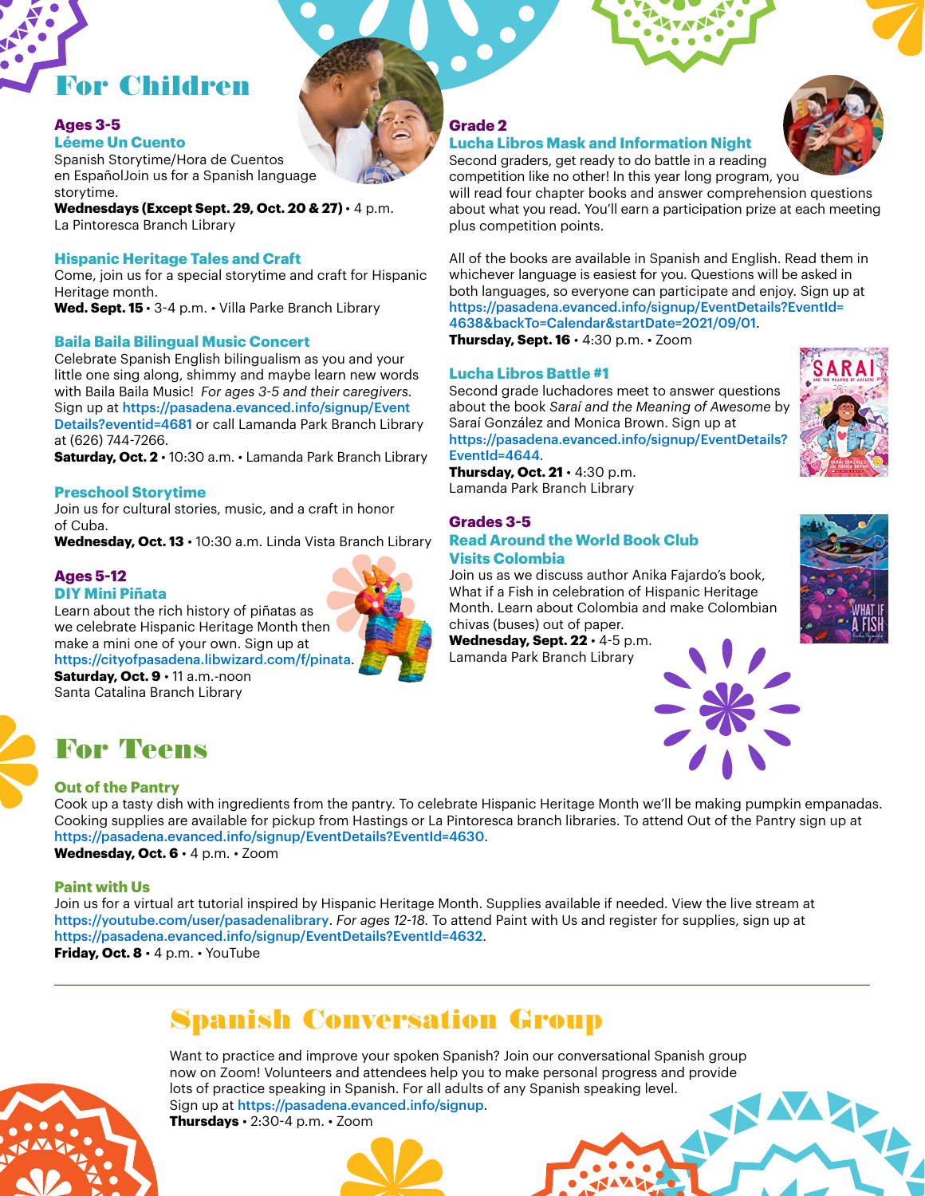# For Children

### Ages 3-5

**Léeme Un Cuento**

Spanish Storytime/Hora de Cuentos en EspañolJoin us for a Spanish language storytime.

**Wednesdays (Except Sept. 29, Oct. 20 & 27)** • 4 p.m.
La Pintoresca Branch Library

**Hispanic Heritage Tales and Craft**

Come, join us for a special storytime and craft for Hispanic Heritage month.

**Wed. Sept. 15** • 3-4 p.m. • Villa Parke Branch Library

**Baila Baila Bilingual Music Concert**

Celebrate Spanish English bilingualism as you and your little one sing along, shimmy and maybe learn new words with Baila Baila Music! *For ages 3-5 and their caregivers.* Sign up at https://pasadena.evanced.info/signup/EventDetails?eventid=4681 or call Lamanda Park Branch Library at (626) 744-7266.

**Saturday, Oct. 2** • 10:30 a.m. • Lamanda Park Branch Library

**Preschool Storytime**

Join us for cultural stories, music, and a craft in honor of Cuba.

**Wednesday, Oct. 13** • 10:30 a.m. Linda Vista Branch Library

### Ages 5-12

**DIY Mini Piñata**

Learn about the rich history of piñatas as we celebrate Hispanic Heritage Month then make a mini one of your own. Sign up at https://cityofpasadena.libwizard.com/f/pinata.

**Saturday, Oct. 9** • 11 a.m.-noon
Santa Catalina Branch Library

### Grade 2

**Lucha Libros Mask and Information Night**

Second graders, get ready to do battle in a reading competition like no other! In this year long program, you will read four chapter books and answer comprehension questions about what you read. You'll earn a participation prize at each meeting plus competition points.

All of the books are available in Spanish and English. Read them in whichever language is easiest for you. Questions will be asked in both languages, so everyone can participate and enjoy. Sign up at https://pasadena.evanced.info/signup/EventDetails?EventId=4638&backTo=Calendar&startDate=2021/09/01.

**Thursday, Sept. 16** • 4:30 p.m. • Zoom

**Lucha Libros Battle #1**

Second grade luchadores meet to answer questions about the book *Saraí and the Meaning of Awesome* by Saraí González and Monica Brown. Sign up at https://pasadena.evanced.info/signup/EventDetails?EventId=4644.

**Thursday, Oct. 21** • 4:30 p.m.
Lamanda Park Branch Library

### Grades 3-5

**Read Around the World Book Club Visits Colombia**

Join us as we discuss author Anika Fajardo's book, What if a Fish in celebration of Hispanic Heritage Month. Learn about Colombia and make Colombian chivas (buses) out of paper.

**Wednesday, Sept. 22** • 4-5 p.m.
Lamanda Park Branch Library

# For Teens

**Out of the Pantry**

Cook up a tasty dish with ingredients from the pantry. To celebrate Hispanic Heritage Month we'll be making pumpkin empanadas. Cooking supplies are available for pickup from Hastings or La Pintoresca branch libraries. To attend Out of the Pantry sign up at https://pasadena.evanced.info/signup/EventDetails?EventId=4630.

**Wednesday, Oct. 6** • 4 p.m. • Zoom

**Paint with Us**

Join us for a virtual art tutorial inspired by Hispanic Heritage Month. Supplies available if needed. View the live stream at https://youtube.com/user/pasadenalibrary. *For ages 12-18.* To attend Paint with Us and register for supplies, sign up at https://pasadena.evanced.info/signup/EventDetails?EventId=4632.

**Friday, Oct. 8** • 4 p.m. • YouTube

---

# Spanish Conversation Group

Want to practice and improve your spoken Spanish? Join our conversational Spanish group now on Zoom! Volunteers and attendees help you to make personal progress and provide lots of practice speaking in Spanish. For all adults of any Spanish speaking level.
Sign up at https://pasadena.evanced.info/signup.

**Thursdays** • 2:30-4 p.m. • Zoom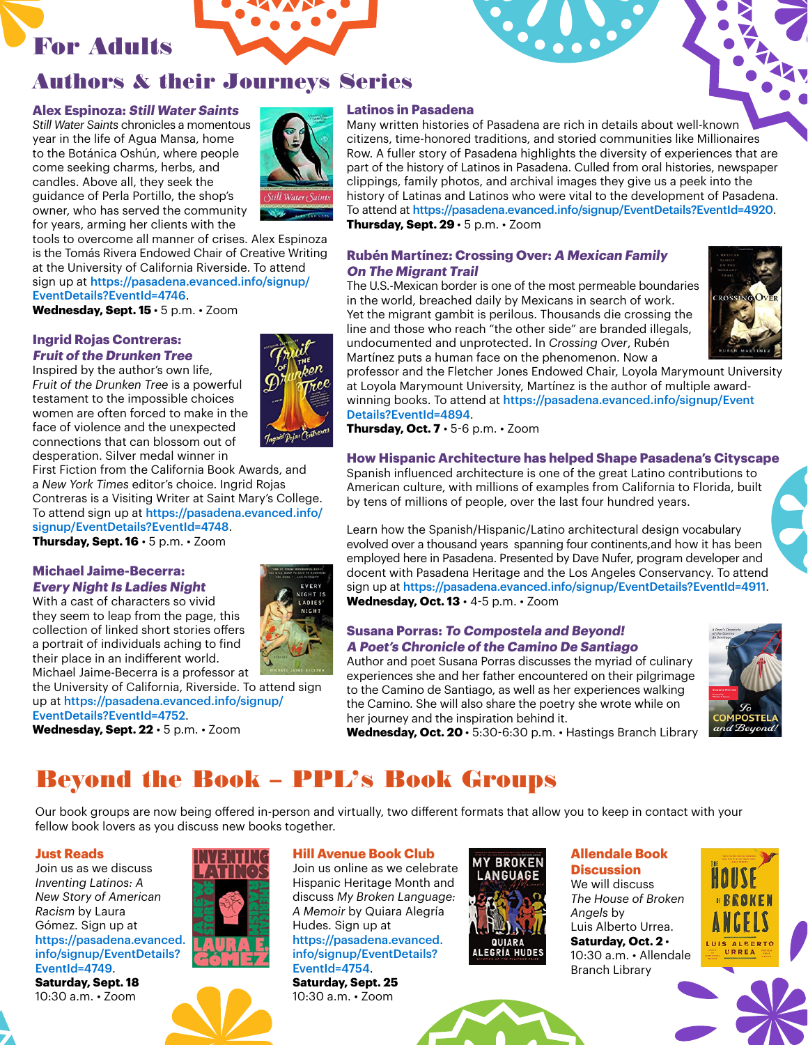# For Adults

## Authors & their Journeys Series

### Alex Espinoza: *Still Water Saints*

*Still Water Saints* chronicles a momentous year in the life of Agua Mansa, home to the Botánica Oshún, where people come seeking charms, herbs, and candles. Above all, they seek the guidance of Perla Portillo, the shop's owner, who has served the community for years, arming her clients with the tools to overcome all manner of crises. Alex Espinoza is the Tomás Rivera Endowed Chair of Creative Writing at the University of California Riverside. To attend sign up at https://pasadena.evanced.info/signup/EventDetails?EventId=4746.
**Wednesday, Sept. 15** • 5 p.m. • Zoom

### Ingrid Rojas Contreras: *Fruit of the Drunken Tree*

Inspired by the author's own life, *Fruit of the Drunken Tree* is a powerful testament to the impossible choices women are often forced to make in the face of violence and the unexpected connections that can blossom out of desperation. Silver medal winner in First Fiction from the California Book Awards, and a *New York Times* editor's choice. Ingrid Rojas Contreras is a Visiting Writer at Saint Mary's College. To attend sign up at https://pasadena.evanced.info/signup/EventDetails?EventId=4748.
**Thursday, Sept. 16** • 5 p.m. • Zoom

### Michael Jaime-Becerra: *Every Night Is Ladies Night*

With a cast of characters so vivid they seem to leap from the page, this collection of linked short stories offers a portrait of individuals aching to find their place in an indifferent world. Michael Jaime-Becerra is a professor at the University of California, Riverside. To attend sign up at https://pasadena.evanced.info/signup/EventDetails?EventId=4752.
**Wednesday, Sept. 22** • 5 p.m. • Zoom

### Latinos in Pasadena

Many written histories of Pasadena are rich in details about well-known citizens, time-honored traditions, and storied communities like Millionaires Row. A fuller story of Pasadena highlights the diversity of experiences that are part of the history of Latinos in Pasadena. Culled from oral histories, newspaper clippings, family photos, and archival images they give us a peek into the history of Latinas and Latinos who were vital to the development of Pasadena. To attend at https://pasadena.evanced.info/signup/EventDetails?EventId=4920.
**Thursday, Sept. 29** • 5 p.m. • Zoom

### Rubén Martínez: Crossing Over: *A Mexican Family On The Migrant Trail*

The U.S.-Mexican border is one of the most permeable boundaries in the world, breached daily by Mexicans in search of work. Yet the migrant gambit is perilous. Thousands die crossing the line and those who reach "the other side" are branded illegals, undocumented and unprotected. In *Crossing Over*, Rubén Martínez puts a human face on the phenomenon. Now a professor and the Fletcher Jones Endowed Chair, Loyola Marymount University at Loyola Marymount University, Martínez is the author of multiple award-winning books. To attend at https://pasadena.evanced.info/signup/EventDetails?EventId=4894.
**Thursday, Oct. 7** • 5-6 p.m. • Zoom

### How Hispanic Architecture has helped Shape Pasadena's Cityscape

Spanish influenced architecture is one of the great Latino contributions to American culture, with millions of examples from California to Florida, built by tens of millions of people, over the last four hundred years.

Learn how the Spanish/Hispanic/Latino architectural design vocabulary evolved over a thousand years spanning four continents,and how it has been employed here in Pasadena. Presented by Dave Nufer, program developer and docent with Pasadena Heritage and the Los Angeles Conservancy. To attend sign up at https://pasadena.evanced.info/signup/EventDetails?EventId=4911.
**Wednesday, Oct. 13** • 4-5 p.m. • Zoom

### Susana Porras: *To Compostela and Beyond! A Poet's Chronicle of the Camino De Santiago*

Author and poet Susana Porras discusses the myriad of culinary experiences she and her father encountered on their pilgrimage to the Camino de Santiago, as well as her experiences walking the Camino. She will also share the poetry she wrote while on her journey and the inspiration behind it.
**Wednesday, Oct. 20** • 5:30-6:30 p.m. • Hastings Branch Library

# Beyond the Book – PPL's Book Groups

Our book groups are now being offered in-person and virtually, two different formats that allow you to keep in contact with your fellow book lovers as you discuss new books together.

### Just Reads

Join us as we discuss *Inventing Latinos: A New Story of American Racism* by Laura Gómez. Sign up at https://pasadena.evanced.info/signup/EventDetails?EventId=4749.
**Saturday, Sept. 18**
10:30 a.m. • Zoom

### Hill Avenue Book Club

Join us online as we celebrate Hispanic Heritage Month and discuss *My Broken Language: A Memoir* by Quiara Alegría Hudes. Sign up at https://pasadena.evanced.info/signup/EventDetails?EventId=4754.
**Saturday, Sept. 25**
10:30 a.m. • Zoom

### Allendale Book Discussion

We will discuss *The House of Broken Angels* by Luis Alberto Urrea.
**Saturday, Oct. 2** •
10:30 a.m. • Allendale Branch Library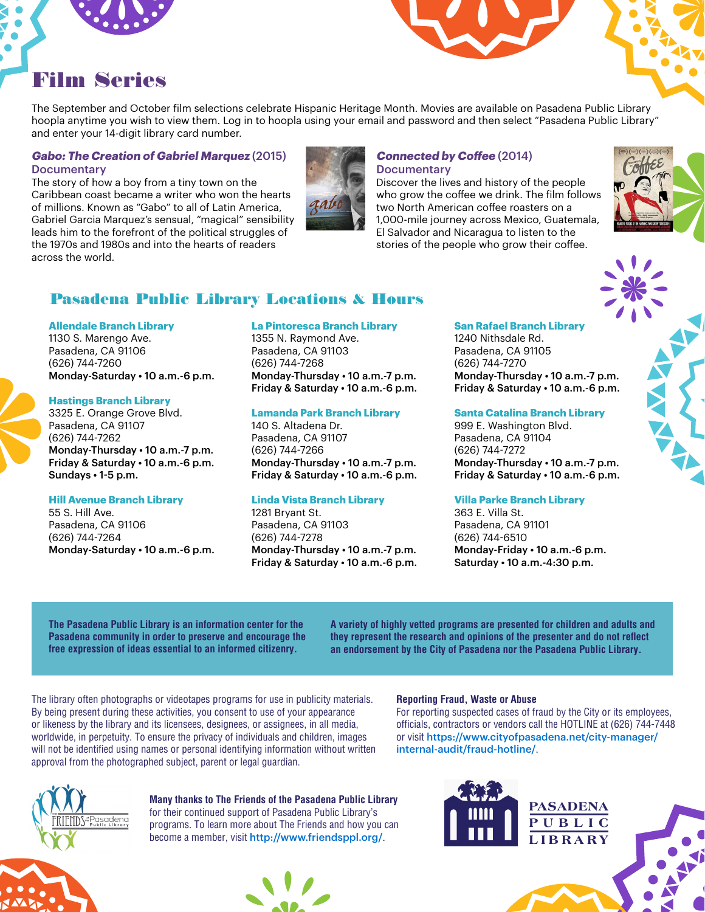# Film Series

The September and October film selections celebrate Hispanic Heritage Month. Movies are available on Pasadena Public Library hoopla anytime you wish to view them. Log in to hoopla using your email and password and then select "Pasadena Public Library" and enter your 14-digit library card number.

### *Gabo: The Creation of Gabriel Marquez* (2015)

Documentary

The story of how a boy from a tiny town on the Caribbean coast became a writer who won the hearts of millions. Known as "Gabo" to all of Latin America, Gabriel Garcia Marquez's sensual, "magical" sensibility leads him to the forefront of the political struggles of the 1970s and 1980s and into the hearts of readers across the world.

### *Connected by Coffee* (2014)

Documentary

Discover the lives and history of the people who grow the coffee we drink. The film follows two North American coffee roasters on a 1,000-mile journey across Mexico, Guatemala, El Salvador and Nicaragua to listen to the stories of the people who grow their coffee.

## Pasadena Public Library Locations & Hours

**Allendale Branch Library**
1130 S. Marengo Ave.
Pasadena, CA 91106
(626) 744-7260
**Monday-Saturday • 10 a.m.-6 p.m.**

**Hastings Branch Library**
3325 E. Orange Grove Blvd.
Pasadena, CA 91107
(626) 744-7262
**Monday-Thursday • 10 a.m.-7 p.m.**
**Friday & Saturday • 10 a.m.-6 p.m.**
**Sundays • 1-5 p.m.**

**Hill Avenue Branch Library**
55 S. Hill Ave.
Pasadena, CA 91106
(626) 744-7264
**Monday-Saturday • 10 a.m.-6 p.m.**

**La Pintoresca Branch Library**
1355 N. Raymond Ave.
Pasadena, CA 91103
(626) 744-7268
**Monday-Thursday • 10 a.m.-7 p.m.**
**Friday & Saturday • 10 a.m.-6 p.m.**

**Lamanda Park Branch Library**
140 S. Altadena Dr.
Pasadena, CA 91107
(626) 744-7266
**Monday-Thursday • 10 a.m.-7 p.m.**
**Friday & Saturday • 10 a.m.-6 p.m.**

**Linda Vista Branch Library**
1281 Bryant St.
Pasadena, CA 91103
(626) 744-7278
**Monday-Thursday • 10 a.m.-7 p.m.**
**Friday & Saturday • 10 a.m.-6 p.m.**

**San Rafael Branch Library**
1240 Nithsdale Rd.
Pasadena, CA 91105
(626) 744-7270
**Monday-Thursday • 10 a.m.-7 p.m.**
**Friday & Saturday • 10 a.m.-6 p.m.**

**Santa Catalina Branch Library**
999 E. Washington Blvd.
Pasadena, CA 91104
(626) 744-7272
**Monday-Thursday • 10 a.m.-7 p.m.**
**Friday & Saturday • 10 a.m.-6 p.m.**

**Villa Parke Branch Library**
363 E. Villa St.
Pasadena, CA 91101
(626) 744-6510
**Monday-Friday • 10 a.m.-6 p.m.**
**Saturday • 10 a.m.-4:30 p.m.**

**The Pasadena Public Library is an information center for the Pasadena community in order to preserve and encourage the free expression of ideas essential to an informed citizenry.**

**A variety of highly vetted programs are presented for children and adults and they represent the research and opinions of the presenter and do not reflect an endorsement by the City of Pasadena nor the Pasadena Public Library.**

The library often photographs or videotapes programs for use in publicity materials. By being present during these activities, you consent to use of your appearance or likeness by the library and its licensees, designees, or assignees, in all media, worldwide, in perpetuity. To ensure the privacy of individuals and children, images will not be identified using names or personal identifying information without written approval from the photographed subject, parent or legal guardian.

**Reporting Fraud, Waste or Abuse**

For reporting suspected cases of fraud by the City or its employees, officials, contractors or vendors call the HOTLINE at (626) 744-7448 or visit https://www.cityofpasadena.net/city-manager/internal-audit/fraud-hotline/.

**Many thanks to The Friends of the Pasadena Public Library** for their continued support of Pasadena Public Library's programs. To learn more about The Friends and how you can become a member, visit http://www.friendsppl.org/.

PASADENA PUBLIC LIBRARY